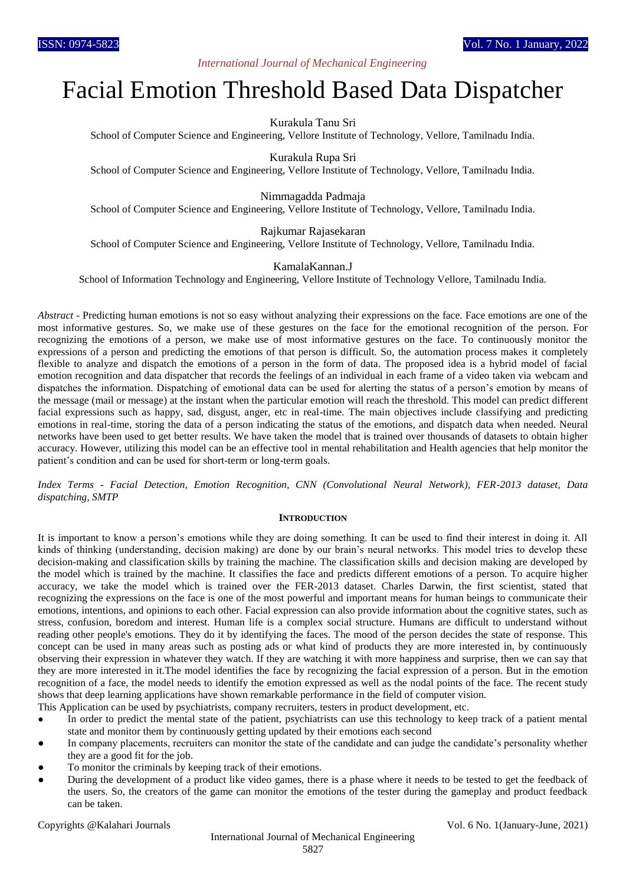# Facial Emotion Threshold Based Data Dispatcher

Kurakula Tanu Sri

School of Computer Science and Engineering, Vellore Institute of Technology, Vellore, Tamilnadu India.

Kurakula Rupa Sri

School of Computer Science and Engineering, Vellore Institute of Technology, Vellore, Tamilnadu India.

Nimmagadda Padmaja

School of Computer Science and Engineering, Vellore Institute of Technology, Vellore, Tamilnadu India.

Rajkumar Rajasekaran

School of Computer Science and Engineering, Vellore Institute of Technology, Vellore, Tamilnadu India.

KamalaKannan.J

School of Information Technology and Engineering, Vellore Institute of Technology Vellore, Tamilnadu India.

*Abstract* - Predicting human emotions is not so easy without analyzing their expressions on the face. Face emotions are one of the most informative gestures. So, we make use of these gestures on the face for the emotional recognition of the person. For recognizing the emotions of a person, we make use of most informative gestures on the face. To continuously monitor the expressions of a person and predicting the emotions of that person is difficult. So, the automation process makes it completely flexible to analyze and dispatch the emotions of a person in the form of data. The proposed idea is a hybrid model of facial emotion recognition and data dispatcher that records the feelings of an individual in each frame of a video taken via webcam and dispatches the information. Dispatching of emotional data can be used for alerting the status of a person's emotion by means of the message (mail or message) at the instant when the particular emotion will reach the threshold. This model can predict different facial expressions such as happy, sad, disgust, anger, etc in real-time. The main objectives include classifying and predicting emotions in real-time, storing the data of a person indicating the status of the emotions, and dispatch data when needed. Neural networks have been used to get better results. We have taken the model that is trained over thousands of datasets to obtain higher accuracy. However, utilizing this model can be an effective tool in mental rehabilitation and Health agencies that help monitor the patient's condition and can be used for short-term or long-term goals.

*Index Terms - Facial Detection, Emotion Recognition, CNN (Convolutional Neural Network), FER-2013 dataset, Data dispatching, SMTP*

## INTRODUCTION

It is important to know a person's emotions while they are doing something. It can be used to find their interest in doing it. All kinds of thinking (understanding, decision making) are done by our brain's neural networks. This model tries to develop these decision-making and classification skills by training the machine. The classification skills and decision making are developed by the model which is trained by the machine. It classifies the face and predicts different emotions of a person. To acquire higher accuracy, we take the model which is trained over the FER-2013 dataset. Charles Darwin, the first scientist, stated that recognizing the expressions on the face is one of the most powerful and important means for human beings to communicate their emotions, intentions, and opinions to each other. Facial expression can also provide information about the cognitive states, such as stress, confusion, boredom and interest. Human life is a complex social structure. Humans are difficult to understand without reading other people's emotions. They do it by identifying the faces. The mood of the person decides the state of response. This concept can be used in many areas such as posting ads or what kind of products they are more interested in, by continuously observing their expression in whatever they watch. If they are watching it with more happiness and surprise, then we can say that they are more interested in it.The model identifies the face by recognizing the facial expression of a person. But in the emotion recognition of a face, the model needs to identify the emotion expressed as well as the nodal points of the face. The recent study shows that deep learning applications have shown remarkable performance in the field of computer vision.

This Application can be used by psychiatrists, company recruiters, testers in product development, etc.

- In order to predict the mental state of the patient, psychiatrists can use this technology to keep track of a patient mental state and monitor them by continuously getting updated by their emotions each second
- In company placements, recruiters can monitor the state of the candidate and can judge the candidate's personality whether they are a good fit for the job.
- To monitor the criminals by keeping track of their emotions.
- During the development of a product like video games, there is a phase where it needs to be tested to get the feedback of the users. So, the creators of the game can monitor the emotions of the tester during the gameplay and product feedback can be taken.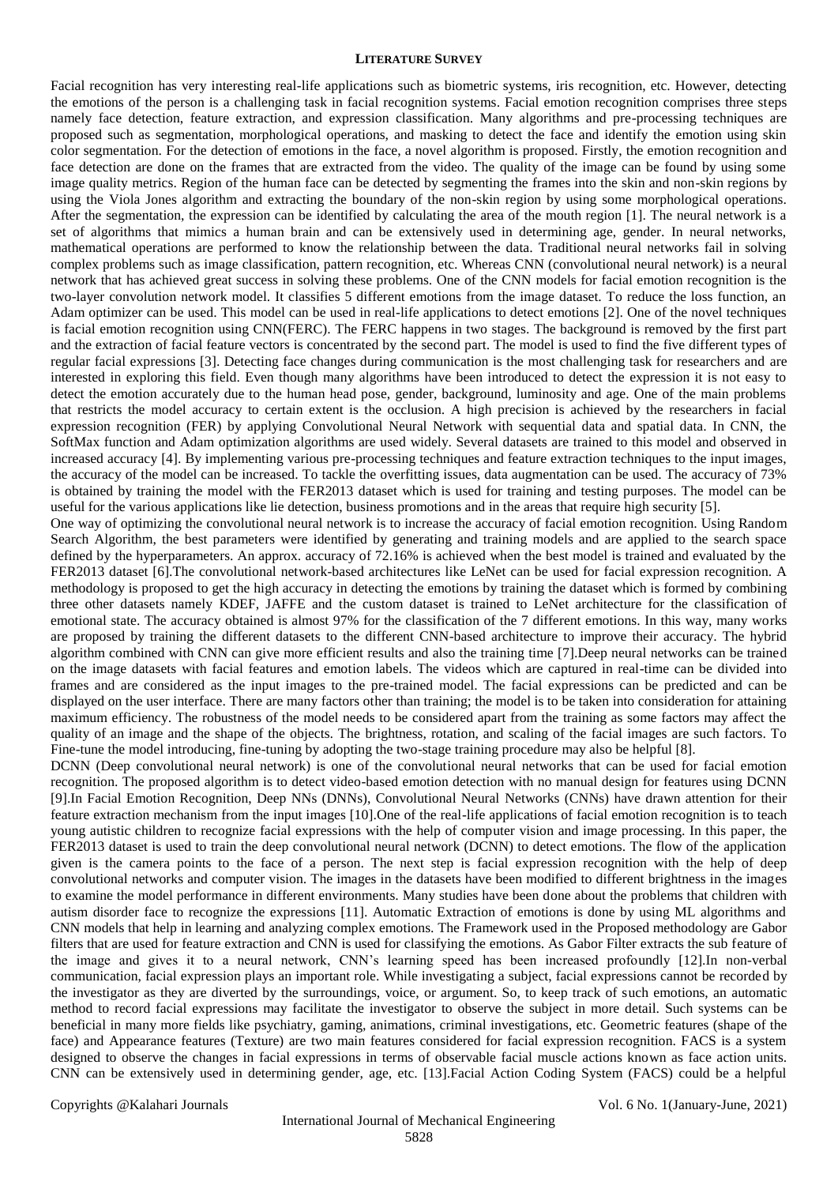## LITERATURE SURVEY

Facial recognition has very interesting real-life applications such as biometric systems, iris recognition, etc. However, detecting the emotions of the person is a challenging task in facial recognition systems. Facial emotion recognition comprises three steps namely face detection, feature extraction, and expression classification. Many algorithms and pre-processing techniques are proposed such as segmentation, morphological operations, and masking to detect the face and identify the emotion using skin color segmentation. For the detection of emotions in the face, a novel algorithm is proposed. Firstly, the emotion recognition and face detection are done on the frames that are extracted from the video. The quality of the image can be found by using some image quality metrics. Region of the human face can be detected by segmenting the frames into the skin and non-skin regions by using the Viola Jones algorithm and extracting the boundary of the non-skin region by using some morphological operations. After the segmentation, the expression can be identified by calculating the area of the mouth region [1]. The neural network is a set of algorithms that mimics a human brain and can be extensively used in determining age, gender. In neural networks, mathematical operations are performed to know the relationship between the data. Traditional neural networks fail in solving complex problems such as image classification, pattern recognition, etc. Whereas CNN (convolutional neural network) is a neural network that has achieved great success in solving these problems. One of the CNN models for facial emotion recognition is the two-layer convolution network model. It classifies 5 different emotions from the image dataset. To reduce the loss function, an Adam optimizer can be used. This model can be used in real-life applications to detect emotions [2]. One of the novel techniques is facial emotion recognition using CNN(FERC). The FERC happens in two stages. The background is removed by the first part and the extraction of facial feature vectors is concentrated by the second part. The model is used to find the five different types of regular facial expressions [3]. Detecting face changes during communication is the most challenging task for researchers and are interested in exploring this field. Even though many algorithms have been introduced to detect the expression it is not easy to detect the emotion accurately due to the human head pose, gender, background, luminosity and age. One of the main problems that restricts the model accuracy to certain extent is the occlusion. A high precision is achieved by the researchers in facial expression recognition (FER) by applying Convolutional Neural Network with sequential data and spatial data. In CNN, the SoftMax function and Adam optimization algorithms are used widely. Several datasets are trained to this model and observed in increased accuracy [4]. By implementing various pre-processing techniques and feature extraction techniques to the input images, the accuracy of the model can be increased. To tackle the overfitting issues, data augmentation can be used. The accuracy of 73% is obtained by training the model with the FER2013 dataset which is used for training and testing purposes. The model can be useful for the various applications like lie detection, business promotions and in the areas that require high security [5].

One way of optimizing the convolutional neural network is to increase the accuracy of facial emotion recognition. Using Random Search Algorithm, the best parameters were identified by generating and training models and are applied to the search space defined by the hyperparameters. An approx. accuracy of 72.16% is achieved when the best model is trained and evaluated by the FER2013 dataset [6].The convolutional network-based architectures like LeNet can be used for facial expression recognition. A methodology is proposed to get the high accuracy in detecting the emotions by training the dataset which is formed by combining three other datasets namely KDEF, JAFFE and the custom dataset is trained to LeNet architecture for the classification of emotional state. The accuracy obtained is almost 97% for the classification of the 7 different emotions. In this way, many works are proposed by training the different datasets to the different CNN-based architecture to improve their accuracy. The hybrid algorithm combined with CNN can give more efficient results and also the training time [7].Deep neural networks can be trained on the image datasets with facial features and emotion labels. The videos which are captured in real-time can be divided into frames and are considered as the input images to the pre-trained model. The facial expressions can be predicted and can be displayed on the user interface. There are many factors other than training; the model is to be taken into consideration for attaining maximum efficiency. The robustness of the model needs to be considered apart from the training as some factors may affect the quality of an image and the shape of the objects. The brightness, rotation, and scaling of the facial images are such factors. To Fine-tune the model introducing, fine-tuning by adopting the two-stage training procedure may also be helpful [8].

DCNN (Deep convolutional neural network) is one of the convolutional neural networks that can be used for facial emotion recognition. The proposed algorithm is to detect video-based emotion detection with no manual design for features using DCNN [9].In Facial Emotion Recognition, Deep NNs (DNNs), Convolutional Neural Networks (CNNs) have drawn attention for their feature extraction mechanism from the input images [10].One of the real-life applications of facial emotion recognition is to teach young autistic children to recognize facial expressions with the help of computer vision and image processing. In this paper, the FER2013 dataset is used to train the deep convolutional neural network (DCNN) to detect emotions. The flow of the application given is the camera points to the face of a person. The next step is facial expression recognition with the help of deep convolutional networks and computer vision. The images in the datasets have been modified to different brightness in the images to examine the model performance in different environments. Many studies have been done about the problems that children with autism disorder face to recognize the expressions [11]. Automatic Extraction of emotions is done by using ML algorithms and CNN models that help in learning and analyzing complex emotions. The Framework used in the Proposed methodology are Gabor filters that are used for feature extraction and CNN is used for classifying the emotions. As Gabor Filter extracts the sub feature of the image and gives it to a neural network, CNN's learning speed has been increased profoundly [12].In non-verbal communication, facial expression plays an important role. While investigating a subject, facial expressions cannot be recorded by the investigator as they are diverted by the surroundings, voice, or argument. So, to keep track of such emotions, an automatic method to record facial expressions may facilitate the investigator to observe the subject in more detail. Such systems can be beneficial in many more fields like psychiatry, gaming, animations, criminal investigations, etc. Geometric features (shape of the face) and Appearance features (Texture) are two main features considered for facial expression recognition. FACS is a system designed to observe the changes in facial expressions in terms of observable facial muscle actions known as face action units. CNN can be extensively used in determining gender, age, etc. [13].Facial Action Coding System (FACS) could be a helpful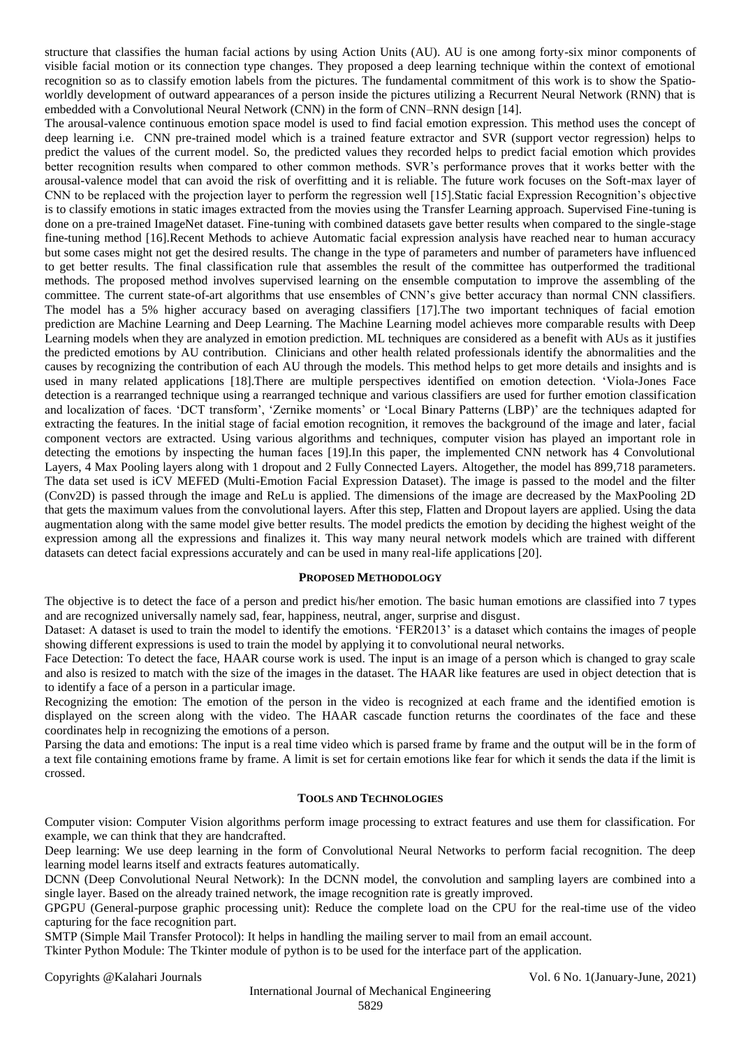structure that classifies the human facial actions by using Action Units (AU). AU is one among forty-six minor components of visible facial motion or its connection type changes. They proposed a deep learning technique within the context of emotional recognition so as to classify emotion labels from the pictures. The fundamental commitment of this work is to show the Spatio-worldly development of outward appearances of a person inside the pictures utilizing a Recurrent Neural Network (RNN) that is embedded with a Convolutional Neural Network (CNN) in the form of CNN–RNN design [14].

The arousal-valence continuous emotion space model is used to find facial emotion expression. This method uses the concept of deep learning i.e. CNN pre-trained model which is a trained feature extractor and SVR (support vector regression) helps to predict the values of the current model. So, the predicted values they recorded helps to predict facial emotion which provides better recognition results when compared to other common methods. SVR's performance proves that it works better with the arousal-valence model that can avoid the risk of overfitting and it is reliable. The future work focuses on the Soft-max layer of CNN to be replaced with the projection layer to perform the regression well [15].Static facial Expression Recognition's objective is to classify emotions in static images extracted from the movies using the Transfer Learning approach. Supervised Fine-tuning is done on a pre-trained ImageNet dataset. Fine-tuning with combined datasets gave better results when compared to the single-stage fine-tuning method [16].Recent Methods to achieve Automatic facial expression analysis have reached near to human accuracy but some cases might not get the desired results. The change in the type of parameters and number of parameters have influenced to get better results. The final classification rule that assembles the result of the committee has outperformed the traditional methods. The proposed method involves supervised learning on the ensemble computation to improve the assembling of the committee. The current state-of-art algorithms that use ensembles of CNN's give better accuracy than normal CNN classifiers. The model has a 5% higher accuracy based on averaging classifiers [17].The two important techniques of facial emotion prediction are Machine Learning and Deep Learning. The Machine Learning model achieves more comparable results with Deep Learning models when they are analyzed in emotion prediction. ML techniques are considered as a benefit with AUs as it justifies the predicted emotions by AU contribution. Clinicians and other health related professionals identify the abnormalities and the causes by recognizing the contribution of each AU through the models. This method helps to get more details and insights and is used in many related applications [18].There are multiple perspectives identified on emotion detection. 'Viola-Jones Face detection is a rearranged technique using a rearranged technique and various classifiers are used for further emotion classification and localization of faces. 'DCT transform', 'Zernike moments' or 'Local Binary Patterns (LBP)' are the techniques adapted for extracting the features. In the initial stage of facial emotion recognition, it removes the background of the image and later, facial component vectors are extracted. Using various algorithms and techniques, computer vision has played an important role in detecting the emotions by inspecting the human faces [19].In this paper, the implemented CNN network has 4 Convolutional Layers, 4 Max Pooling layers along with 1 dropout and 2 Fully Connected Layers. Altogether, the model has 899,718 parameters. The data set used is iCV MEFED (Multi-Emotion Facial Expression Dataset). The image is passed to the model and the filter (Conv2D) is passed through the image and ReLu is applied. The dimensions of the image are decreased by the MaxPooling 2D that gets the maximum values from the convolutional layers. After this step, Flatten and Dropout layers are applied. Using the data augmentation along with the same model give better results. The model predicts the emotion by deciding the highest weight of the expression among all the expressions and finalizes it. This way many neural network models which are trained with different datasets can detect facial expressions accurately and can be used in many real-life applications [20].

## PROPOSED METHODOLOGY

The objective is to detect the face of a person and predict his/her emotion. The basic human emotions are classified into 7 types and are recognized universally namely sad, fear, happiness, neutral, anger, surprise and disgust.

Dataset: A dataset is used to train the model to identify the emotions. 'FER2013' is a dataset which contains the images of people showing different expressions is used to train the model by applying it to convolutional neural networks.

Face Detection: To detect the face, HAAR course work is used. The input is an image of a person which is changed to gray scale and also is resized to match with the size of the images in the dataset. The HAAR like features are used in object detection that is to identify a face of a person in a particular image.

Recognizing the emotion: The emotion of the person in the video is recognized at each frame and the identified emotion is displayed on the screen along with the video. The HAAR cascade function returns the coordinates of the face and these coordinates help in recognizing the emotions of a person.

Parsing the data and emotions: The input is a real time video which is parsed frame by frame and the output will be in the form of a text file containing emotions frame by frame. A limit is set for certain emotions like fear for which it sends the data if the limit is crossed.

## TOOLS AND TECHNOLOGIES

Computer vision: Computer Vision algorithms perform image processing to extract features and use them for classification. For example, we can think that they are handcrafted.

Deep learning: We use deep learning in the form of Convolutional Neural Networks to perform facial recognition. The deep learning model learns itself and extracts features automatically.

DCNN (Deep Convolutional Neural Network): In the DCNN model, the convolution and sampling layers are combined into a single layer. Based on the already trained network, the image recognition rate is greatly improved.

GPGPU (General-purpose graphic processing unit): Reduce the complete load on the CPU for the real-time use of the video capturing for the face recognition part.

SMTP (Simple Mail Transfer Protocol): It helps in handling the mailing server to mail from an email account.

Tkinter Python Module: The Tkinter module of python is to be used for the interface part of the application.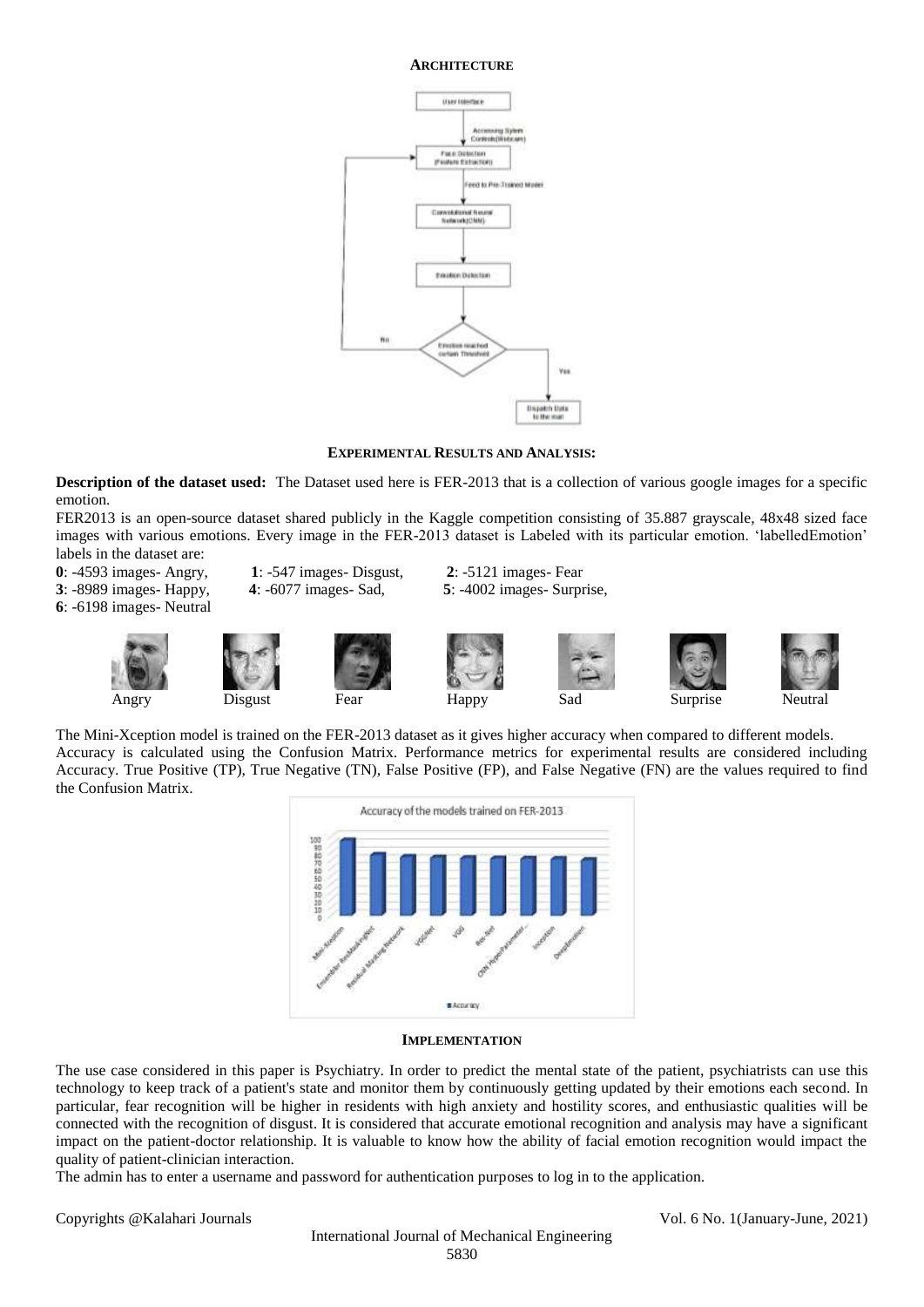## ARCHITECTURE

## EXPERIMENTAL RESULTS AND ANALYSIS:

**Description of the dataset used:** The Dataset used here is FER-2013 that is a collection of various google images for a specific emotion.

FER2013 is an open-source dataset shared publicly in the Kaggle competition consisting of 35.887 grayscale, 48x48 sized face images with various emotions. Every image in the FER-2013 dataset is Labeled with its particular emotion. 'labelledEmotion' labels in the dataset are:

**0**: -4593 images- Angry, **1**: -547 images- Disgust, **2**: -5121 images- Fear
**3**: -8989 images- Happy, **4**: -6077 images- Sad, **5**: -4002 images- Surprise,
**6**: -6198 images- Neutral

Angry Disgust Fear Happy Sad Surprise Neutral

The Mini-Xception model is trained on the FER-2013 dataset as it gives higher accuracy when compared to different models. Accuracy is calculated using the Confusion Matrix. Performance metrics for experimental results are considered including Accuracy. True Positive (TP), True Negative (TN), False Positive (FP), and False Negative (FN) are the values required to find the Confusion Matrix.

## IMPLEMENTATION

The use case considered in this paper is Psychiatry. In order to predict the mental state of the patient, psychiatrists can use this technology to keep track of a patient's state and monitor them by continuously getting updated by their emotions each second. In particular, fear recognition will be higher in residents with high anxiety and hostility scores, and enthusiastic qualities will be connected with the recognition of disgust. It is considered that accurate emotional recognition and analysis may have a significant impact on the patient-doctor relationship. It is valuable to know how the ability of facial emotion recognition would impact the quality of patient-clinician interaction.

The admin has to enter a username and password for authentication purposes to log in to the application.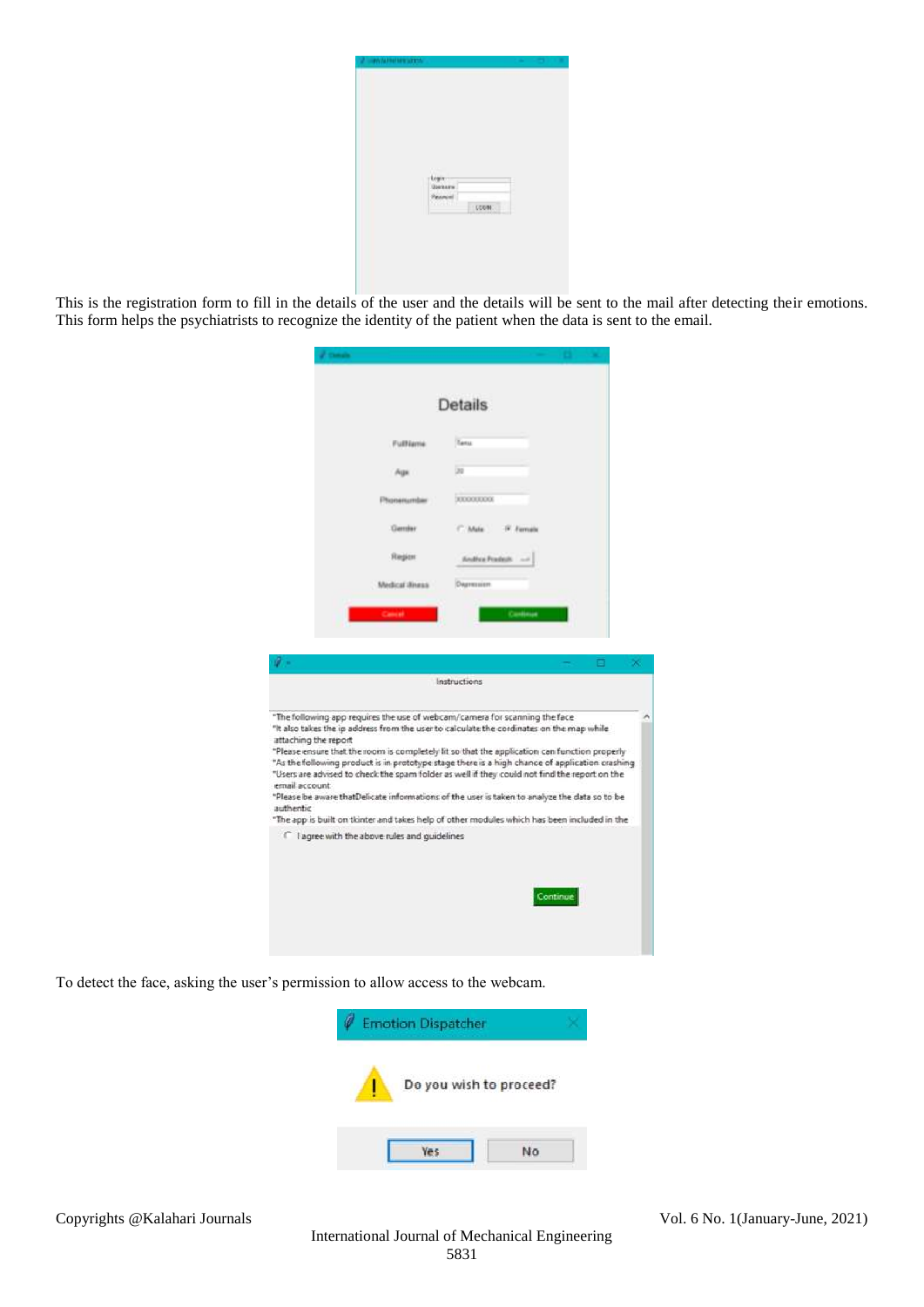This is the registration form to fill in the details of the user and the details will be sent to the mail after detecting their emotions. This form helps the psychiatrists to recognize the identity of the patient when the data is sent to the email.

To detect the face, asking the user's permission to allow access to the webcam.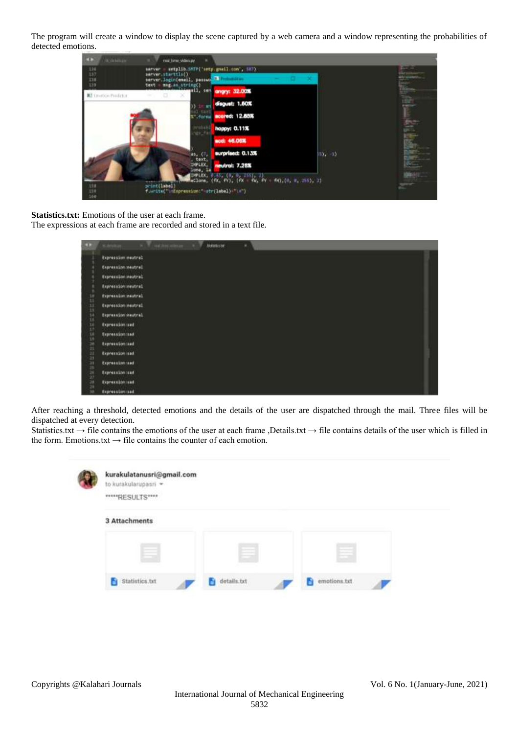The program will create a window to display the scene captured by a web camera and a window representing the probabilities of detected emotions.

**Statistics.txt:** Emotions of the user at each frame.
The expressions at each frame are recorded and stored in a text file.

After reaching a threshold, detected emotions and the details of the user are dispatched through the mail. Three files will be dispatched at every detection.
Statistics.txt → file contains the emotions of the user at each frame ,Details.txt → file contains details of the user which is filled in the form. Emotions.txt → file contains the counter of each emotion.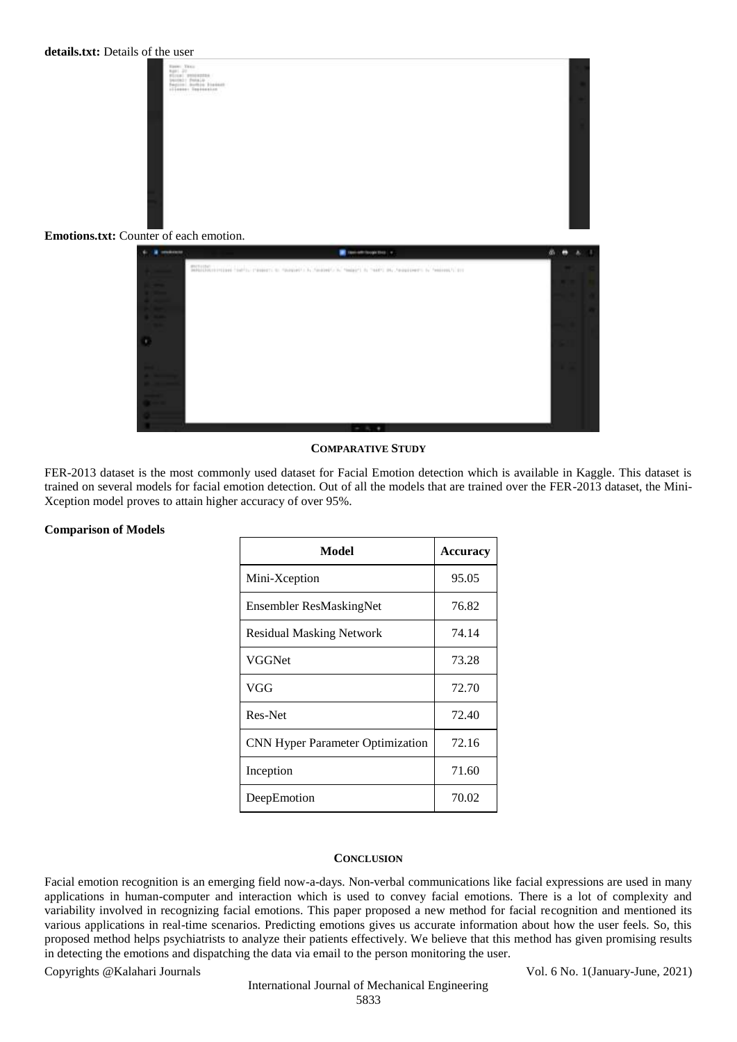**details.txt:** Details of the user

**Emotions.txt:** Counter of each emotion.

## COMPARATIVE STUDY

FER-2013 dataset is the most commonly used dataset for Facial Emotion detection which is available in Kaggle. This dataset is trained on several models for facial emotion detection. Out of all the models that are trained over the FER-2013 dataset, the Mini-Xception model proves to attain higher accuracy of over 95%.

**Comparison of Models**

| Model | Accuracy |
|---|---|
| Mini-Xception | 95.05 |
| Ensembler ResMaskingNet | 76.82 |
| Residual Masking Network | 74.14 |
| VGGNet | 73.28 |
| VGG | 72.70 |
| Res-Net | 72.40 |
| CNN Hyper Parameter Optimization | 72.16 |
| Inception | 71.60 |
| DeepEmotion | 70.02 |

## CONCLUSION

Facial emotion recognition is an emerging field now-a-days. Non-verbal communications like facial expressions are used in many applications in human-computer and interaction which is used to convey facial emotions. There is a lot of complexity and variability involved in recognizing facial emotions. This paper proposed a new method for facial recognition and mentioned its various applications in real-time scenarios. Predicting emotions gives us accurate information about how the user feels. So, this proposed method helps psychiatrists to analyze their patients effectively. We believe that this method has given promising results in detecting the emotions and dispatching the data via email to the person monitoring the user.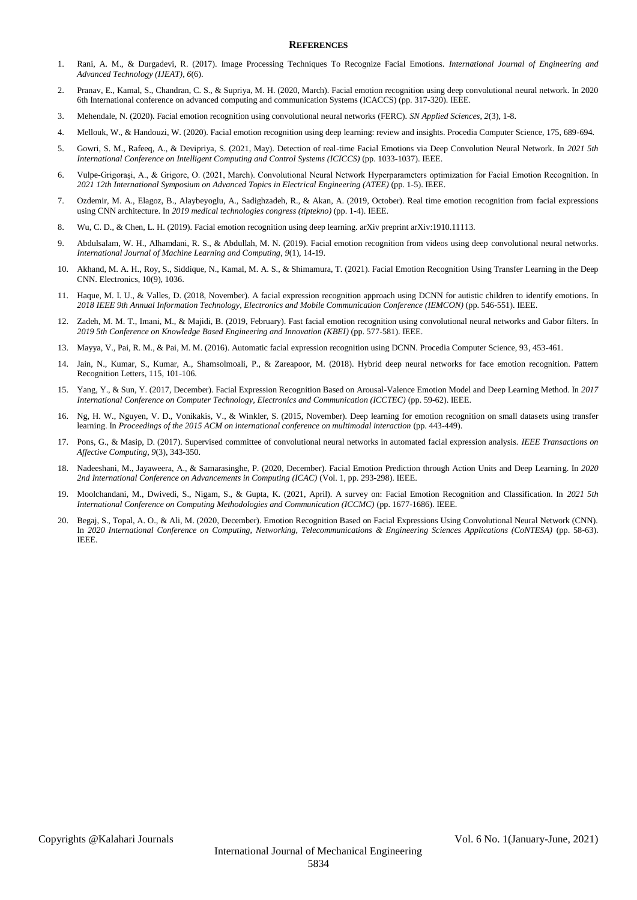## REFERENCES

1. Rani, A. M., & Durgadevi, R. (2017). Image Processing Techniques To Recognize Facial Emotions. *International Journal of Engineering and Advanced Technology (IJEAT)*, *6*(6).
2. Pranav, E., Kamal, S., Chandran, C. S., & Supriya, M. H. (2020, March). Facial emotion recognition using deep convolutional neural network. In 2020 6th International conference on advanced computing and communication Systems (ICACCS) (pp. 317-320). IEEE.
3. Mehendale, N. (2020). Facial emotion recognition using convolutional neural networks (FERC). *SN Applied Sciences*, *2*(3), 1-8.
4. Mellouk, W., & Handouzi, W. (2020). Facial emotion recognition using deep learning: review and insights. Procedia Computer Science, 175, 689-694.
5. Gowri, S. M., Rafeeq, A., & Devipriya, S. (2021, May). Detection of real-time Facial Emotions via Deep Convolution Neural Network. In *2021 5th International Conference on Intelligent Computing and Control Systems (ICICCS)* (pp. 1033-1037). IEEE.
6. Vulpe-Grigoraşi, A., & Grigore, O. (2021, March). Convolutional Neural Network Hyperparameters optimization for Facial Emotion Recognition. In *2021 12th International Symposium on Advanced Topics in Electrical Engineering (ATEE)* (pp. 1-5). IEEE.
7. Ozdemir, M. A., Elagoz, B., Alaybeyoglu, A., Sadighzadeh, R., & Akan, A. (2019, October). Real time emotion recognition from facial expressions using CNN architecture. In *2019 medical technologies congress (tiptekno)* (pp. 1-4). IEEE.
8. Wu, C. D., & Chen, L. H. (2019). Facial emotion recognition using deep learning. arXiv preprint arXiv:1910.11113.
9. Abdulsalam, W. H., Alhamdani, R. S., & Abdullah, M. N. (2019). Facial emotion recognition from videos using deep convolutional neural networks. *International Journal of Machine Learning and Computing*, *9*(1), 14-19.
10. Akhand, M. A. H., Roy, S., Siddique, N., Kamal, M. A. S., & Shimamura, T. (2021). Facial Emotion Recognition Using Transfer Learning in the Deep CNN. Electronics, 10(9), 1036.
11. Haque, M. I. U., & Valles, D. (2018, November). A facial expression recognition approach using DCNN for autistic children to identify emotions. In *2018 IEEE 9th Annual Information Technology, Electronics and Mobile Communication Conference (IEMCON)* (pp. 546-551). IEEE.
12. Zadeh, M. M. T., Imani, M., & Majidi, B. (2019, February). Fast facial emotion recognition using convolutional neural networks and Gabor filters. In *2019 5th Conference on Knowledge Based Engineering and Innovation (KBEI)* (pp. 577-581). IEEE.
13. Mayya, V., Pai, R. M., & Pai, M. M. (2016). Automatic facial expression recognition using DCNN. Procedia Computer Science, 93, 453-461.
14. Jain, N., Kumar, S., Kumar, A., Shamsolmoali, P., & Zareapoor, M. (2018). Hybrid deep neural networks for face emotion recognition. Pattern Recognition Letters, 115, 101-106.
15. Yang, Y., & Sun, Y. (2017, December). Facial Expression Recognition Based on Arousal-Valence Emotion Model and Deep Learning Method. In *2017 International Conference on Computer Technology, Electronics and Communication (ICCTEC)* (pp. 59-62). IEEE.
16. Ng, H. W., Nguyen, V. D., Vonikakis, V., & Winkler, S. (2015, November). Deep learning for emotion recognition on small datasets using transfer learning. In *Proceedings of the 2015 ACM on international conference on multimodal interaction* (pp. 443-449).
17. Pons, G., & Masip, D. (2017). Supervised committee of convolutional neural networks in automated facial expression analysis. *IEEE Transactions on Affective Computing*, *9*(3), 343-350.
18. Nadeeshani, M., Jayaweera, A., & Samarasinghe, P. (2020, December). Facial Emotion Prediction through Action Units and Deep Learning. In *2020 2nd International Conference on Advancements in Computing (ICAC)* (Vol. 1, pp. 293-298). IEEE.
19. Moolchandani, M., Dwivedi, S., Nigam, S., & Gupta, K. (2021, April). A survey on: Facial Emotion Recognition and Classification. In *2021 5th International Conference on Computing Methodologies and Communication (ICCMC)* (pp. 1677-1686). IEEE.
20. Begaj, S., Topal, A. O., & Ali, M. (2020, December). Emotion Recognition Based on Facial Expressions Using Convolutional Neural Network (CNN). In *2020 International Conference on Computing, Networking, Telecommunications & Engineering Sciences Applications (CoNTESA)* (pp. 58-63). IEEE.